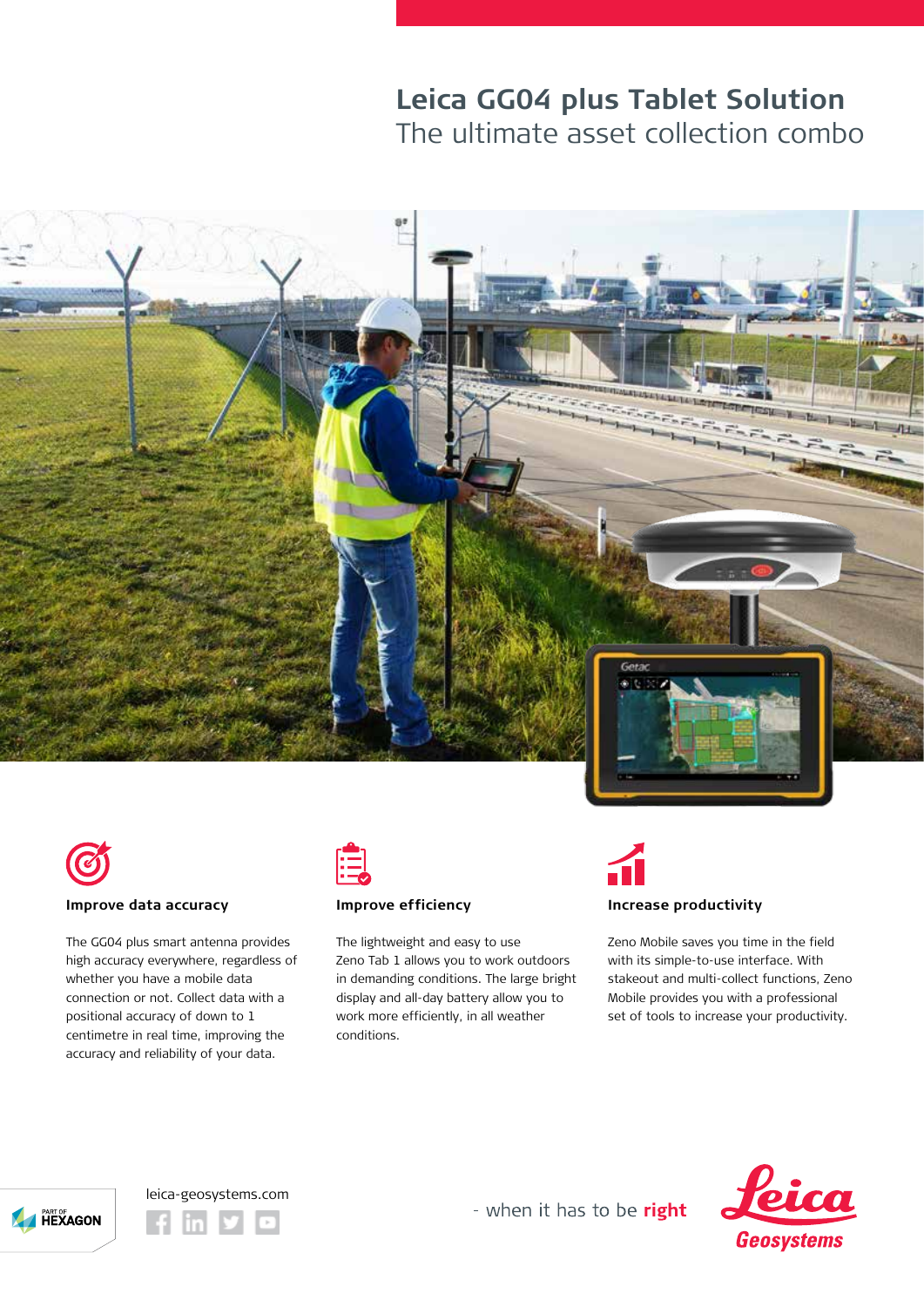# Leica GG04 plus Tablet Solution

The ultimate asset collection combo

### Improve data accuracy

The GG04 plus smart antenna provides high accuracy everywhere, regardless of whether you have a mobile data connection or not. Collect data with a positional accuracy of down to 1 centimetre in real time, improving the accuracy and reliability of your data.

### Improve efficiency

The lightweight and easy to use Zeno Tab 1 allows you to work outdoors in demanding conditions. The large bright display and all-day battery allow you to work more efficiently, in all weather conditions.

### Increase productivity

Zeno Mobile saves you time in the field with its simple-to-use interface. With stakeout and multi-collect functions, Zeno Mobile provides you with a professional set of tools to increase your productivity.

leica-geosystems.com

- when it has to be **right**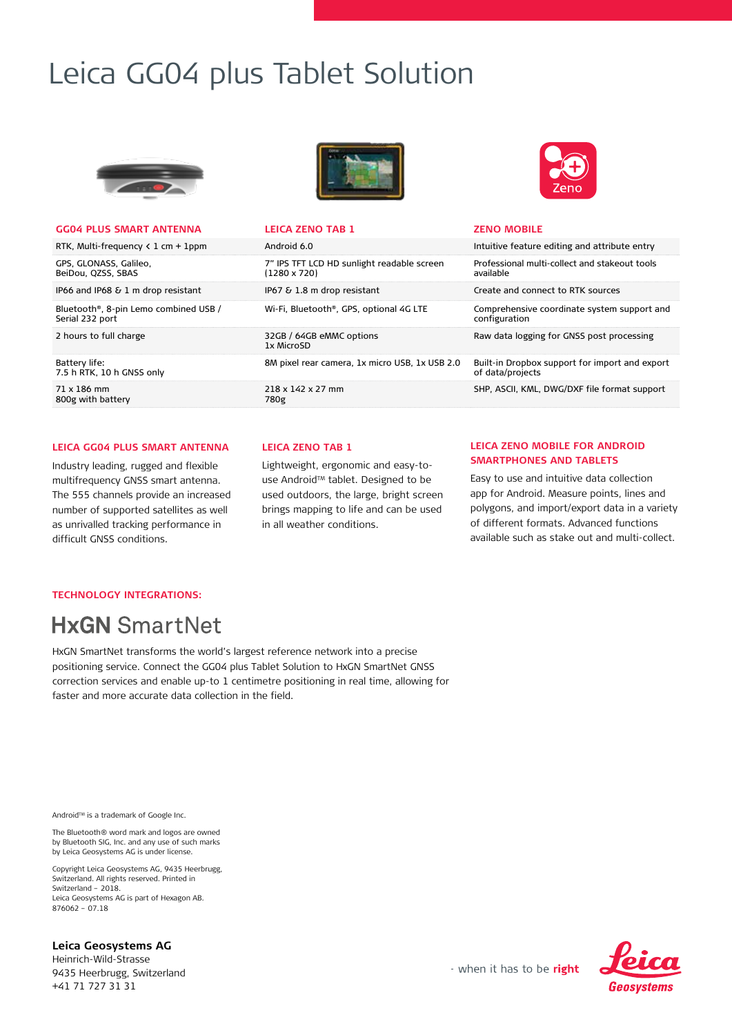# Leica GG04 plus Tablet Solution

| GG04 PLUS SMART ANTENNA | LEICA ZENO TAB 1 | ZENO MOBILE |
| --- | --- | --- |
| RTK, Multi-frequency < 1 cm + 1ppm | Android 6.0 | Intuitive feature editing and attribute entry |
| GPS, GLONASS, Galileo, BeiDou, QZSS, SBAS | 7" IPS TFT LCD HD sunlight readable screen (1280 x 720) | Professional multi-collect and stakeout tools available |
| IP66 and IP68 & 1 m drop resistant | IP67 & 1.8 m drop resistant | Create and connect to RTK sources |
| Bluetooth®, 8-pin Lemo combined USB / Serial 232 port | Wi-Fi, Bluetooth®, GPS, optional 4G LTE | Comprehensive coordinate system support and configuration |
| 2 hours to full charge | 32GB / 64GB eMMC options 1x MicroSD | Raw data logging for GNSS post processing |
| Battery life: 7.5 h RTK, 10 h GNSS only | 8M pixel rear camera, 1x micro USB, 1x USB 2.0 | Built-in Dropbox support for import and export of data/projects |
| 71 x 186 mm 800g with battery | 218 x 142 x 27 mm 780g | SHP, ASCII, KML, DWG/DXF file format support |

### LEICA GG04 PLUS SMART ANTENNA

Industry leading, rugged and flexible multifrequency GNSS smart antenna. The 555 channels provide an increased number of supported satellites as well as unrivalled tracking performance in difficult GNSS conditions.

### LEICA ZENO TAB 1

Lightweight, ergonomic and easy-to-use Android™ tablet. Designed to be used outdoors, the large, bright screen brings mapping to life and can be used in all weather conditions.

### LEICA ZENO MOBILE FOR ANDROID SMARTPHONES AND TABLETS

Easy to use and intuitive data collection app for Android. Measure points, lines and polygons, and import/export data in a variety of different formats. Advanced functions available such as stake out and multi-collect.

### TECHNOLOGY INTEGRATIONS:

## HxGN SmartNet

HxGN SmartNet transforms the world's largest reference network into a precise positioning service. Connect the GG04 plus Tablet Solution to HxGN SmartNet GNSS correction services and enable up-to 1 centimetre positioning in real time, allowing for faster and more accurate data collection in the field.

Android™ is a trademark of Google Inc.

The Bluetooth® word mark and logos are owned by Bluetooth SIG, Inc. and any use of such marks by Leica Geosystems AG is under license.

Copyright Leica Geosystems AG, 9435 Heerbrugg, Switzerland. All rights reserved. Printed in Switzerland – 2018.
Leica Geosystems AG is part of Hexagon AB.
876062 – 07.18

**Leica Geosystems AG**
Heinrich-Wild-Strasse
9435 Heerbrugg, Switzerland
+41 71 727 31 31

- when it has to be **right**

Leica Geosystems